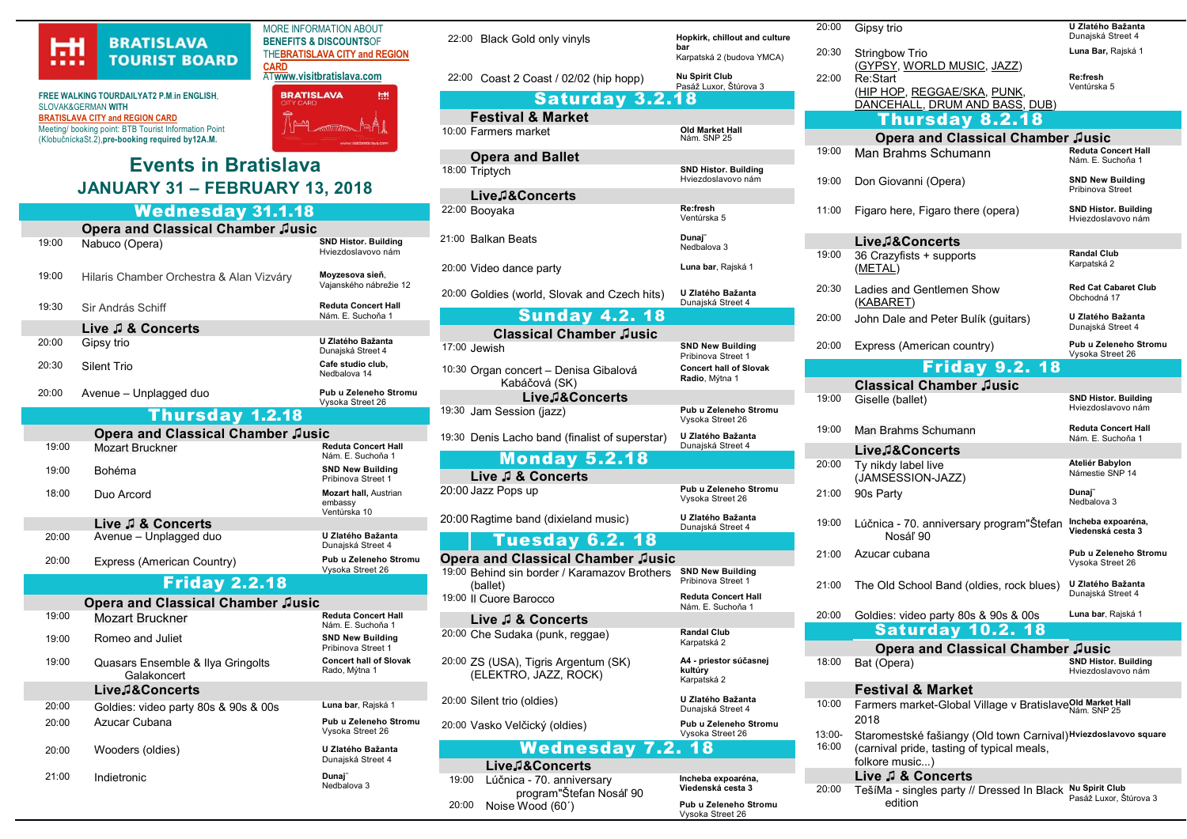**BRATISLAVA TOURIST BOARD**

MORE INFORMATION ABOUT **BENEFITS & DISCOUNTS** OF THE **BRATISLAVA CITY and REGION CARD** AT **www.visitbratislava.com**

**FREE WALKING TOUR DAILY AT 2 P.M. in ENGLISH**, SLOVAK & GERMAN **WITH BRATISLAVA CITY and REGION CARD**
Meeting/ booking point: BTB Tourist Information Point (Klobučnícka St.2), **pre-booking required by 12 A.M.**

# Events in Bratislava

## JANUARY 31 – FEBRUARY 13, 2018

## Wednesday 31.1.18

### Opera and Classical Chamber ♫usic

| Time | Event | Venue |
|---|---|---|
| 19:00 | Nabuco (Opera) | **SND Histor. Building** Hviezdoslavovo nám |
| 19:00 | Hilaris Chamber Orchestra & Alan Vizváry | **Moyzesova sieň**, Vajanského nábrežie 12 |
| 19:30 | Sir András Schiff | **Reduta Concert Hall** Nám. E. Suchoňa 1 |

### Live ♫ & Concerts

| Time | Event | Venue |
|---|---|---|
| 20:00 | Gipsy trio | **U Zlatého Bažanta** Dunajská Street 4 |
| 20:30 | Silent Trio | **Cafe studio club**, Nedbalova 14 |
| 20:00 | Avenue – Unplagged duo | **Pub u Zeleneho Stromu** Vysoka Street 26 |

## Thursday 1.2.18

### Opera and Classical Chamber ♫usic

| Time | Event | Venue |
|---|---|---|
| 19:00 | Mozart Bruckner | **Reduta Concert Hall** Nám. E. Suchoňa 1 |
| 19:00 | Bohéma | **SND New Building** Pribinova Street 1 |
| 18:00 | Duo Arcord | **Mozart hall**, Austrian embassy Ventúrska 10 |

### Live ♫ & Concerts

| Time | Event | Venue |
|---|---|---|
| 20:00 | Avenue – Unplagged duo | **U Zlatého Bažanta** Dunajská Street 4 |
| 20:00 | Express (American Country) | **Pub u Zeleneho Stromu** Vysoka Street 26 |

## Friday 2.2.18

### Opera and Classical Chamber ♫usic

| Time | Event | Venue |
|---|---|---|
| 19:00 | Mozart Bruckner | **Reduta Concert Hall** Nám. E. Suchoňa 1 |
| 19:00 | Romeo and Juliet | **SND New Building** Pribinova Street 1 |
| 19:00 | Quasars Ensemble & Ilya Gringolts Galakoncert | **Concert hall of Slovak Rado**, Mýtna 1 |

### Live♫&Concerts

| Time | Event | Venue |
|---|---|---|
| 20:00 | Goldies: video party 80s & 90s & 00s | **Luna bar**, Rajská 1 |
| 20:00 | Azucar Cubana | **Pub u Zeleneho Stromu** Vysoka Street 26 |
| 20:00 | Wooders (oldies) | **U Zlatého Bažanta** Dunajská Street 4 |
| 21:00 | Indietronic | **Dunaj** Nedbalova 3 |
| 22:00 | Black Gold only vinyls | **Hopkirk, chillout and culture bar** Karpatská 2 (budova YMCA) |
| 22:00 | Coast 2 Coast / 02/02 (hip hopp) | **Nu Spirit Club** Pasáž Luxor, Štúrova 3 |

## Saturday 3.2.18

### Festival & Market

| Time | Event | Venue |
|---|---|---|
| 10:00 | Farmers market | **Old Market Hall** Nám. SNP 25 |

### Opera and Ballet

| Time | Event | Venue |
|---|---|---|
| 18:00 | Triptych | **SND Histor. Building** Hviezdoslavovo nám |

### Live♫&Concerts

| Time | Event | Venue |
|---|---|---|
| 22:00 | Booyaka | **Re:fresh** Ventúrska 5 |
| 21:00 | Balkan Beats | **Dunaj** Nedbalova 3 |
| 20:00 | Video dance party | **Luna bar**, Rajská 1 |
| 20:00 | Goldies (world, Slovak and Czech hits) | **U Zlatého Bažanta** Dunajská Street 4 |

## Sunday 4.2. 18

### Classical Chamber ♫usic

| Time | Event | Venue |
|---|---|---|
| 17:00 | Jewish | **SND New Building** Pribinova Street 1 |
| 10:30 | Organ concert – Denisa Gibalová Kabáčová (SK) | **Concert hall of Slovak Radio**, Mýtna 1 |

### Live♫&Concerts

| Time | Event | Venue |
|---|---|---|
| 19:30 | Jam Session (jazz) | **Pub u Zeleneho Stromu** Vysoka Street 26 |
| 19:30 | Denis Lacho band (finalist of superstar) | **U Zlatého Bažanta** Dunajská Street 4 |

## Monday 5.2.18

### Live ♫ & Concerts

| Time | Event | Venue |
|---|---|---|
| 20:00 | Jazz Pops up | **Pub u Zeleneho Stromu** Vysoka Street 26 |
| 20:00 | Ragtime band (dixieland music) | **U Zlatého Bažanta** Dunajská Street 4 |

## Tuesday 6.2. 18

### Opera and Classical Chamber ♫usic

| Time | Event | Venue |
|---|---|---|
| 19:00 | Behind sin border / Karamazov Brothers (ballet) | **SND New Building** Pribinova Street 1 |
| 19:00 | Il Cuore Barocco | **Reduta Concert Hall** Nám. E. Suchoňa 1 |

### Live ♫ & Concerts

| Time | Event | Venue |
|---|---|---|
| 20:00 | Che Sudaka (punk, reggae) | **Randal Club** Karpatská 2 |
| 20:00 | ZS (USA), Tigris Argentum (SK) (ELEKTRO, JAZZ, ROCK) | **A4 - priestor súčasnej kultúry** Karpatská 2 |
| 20:00 | Silent trio (oldies) | **U Zlatého Bažanta** Dunajská Street 4 |
| 20:00 | Vasko Velčický (oldies) | **Pub u Zeleneho Stromu** Vysoka Street 26 |

## Wednesday 7.2. 18

### Live♫&Concerts

| Time | Event | Venue |
|---|---|---|
| 19:00 | Lúčnica - 70. anniversary program"Štefan Nosáľ 90 | **Incheba expoaréna, Viedenská cesta 3** |
| 20:00 | Noise Wood (60´) | **Pub u Zeleneho Stromu** Vysoka Street 26 |
| 20:00 | Gipsy trio | **U Zlatého Bažanta** Dunajská Street 4 |
| 20:30 | Stringbow Trio (GYPSY, WORLD MUSIC, JAZZ) | **Luna Bar**, Rajská 1 |
| 22:00 | Re:Start (HIP HOP, REGGAE/SKA, PUNK, DANCEHALL, DRUM AND BASS, DUB) | **Re:fresh** Ventúrska 5 |

## Thursday 8.2.18

### Opera and Classical Chamber ♫usic

| Time | Event | Venue |
|---|---|---|
| 19:00 | Man Brahms Schumann | **Reduta Concert Hall** Nám. E. Suchoňa 1 |
| 19:00 | Don Giovanni (Opera) | **SND New Building** Pribinova Street |
| 11:00 | Figaro here, Figaro there (opera) | **SND Histor. Building** Hviezdoslavovo nám |

### Live♫&Concerts

| Time | Event | Venue |
|---|---|---|
| 19:00 | 36 Crazyfists + supports (METAL) | **Randal Club** Karpatská 2 |
| 20:30 | Ladies and Gentlemen Show (KABARET) | **Red Cat Cabaret Club** Obchodná 17 |
| 20:00 | John Dale and Peter Bulík (guitars) | **U Zlatého Bažanta** Dunajská Street 4 |
| 20:00 | Express (American country) | **Pub u Zeleneho Stromu** Vysoka Street 26 |

## Friday 9.2. 18

### Classical Chamber ♫usic

| Time | Event | Venue |
|---|---|---|
| 19:00 | Giselle (ballet) | **SND Histor. Building** Hviezdoslavovo nám |
| 19:00 | Man Brahms Schumann | **Reduta Concert Hall** Nám. E. Suchoňa 1 |

### Live♫&Concerts

| Time | Event | Venue |
|---|---|---|
| 20:00 | Ty nikdy label live (JAMSESSION-JAZZ) | **Ateliér Babylon** Námestie SNP 14 |
| 21:00 | 90s Party | **Dunaj** Nedbalova 3 |
| 19:00 | Lúčnica - 70. anniversary program"Štefan Nosáľ 90 | **Incheba expoaréna, Viedenská cesta 3** |
| 21:00 | Azucar cubana | **Pub u Zeleneho Stromu** Vysoka Street 26 |
| 21:00 | The Old School Band (oldies, rock blues) | **U Zlatého Bažanta** Dunajská Street 4 |
| 20:00 | Goldies: video party 80s & 90s & 00s | **Luna bar**, Rajská 1 |

## Saturday 10.2. 18

### Opera and Classical Chamber ♫usic

| Time | Event | Venue |
|---|---|---|
| 18:00 | Bat (Opera) | **SND Histor. Building** Hviezdoslavovo nám |

### Festival & Market

| Time | Event | Venue |
|---|---|---|
| 10:00 | Farmers market-Global Village v Bratislave 2018 | **Old Market Hall** Nám. SNP 25 |
| 13:00-16:00 | Staromestské fašiangy (Old town Carnival) (carnival pride, tasting of typical meals, folkore music...) | **Hviezdoslavovo square** |

### Live ♫ & Concerts

| Time | Event | Venue |
|---|---|---|
| 20:00 | TešíMa - singles party // Dressed In Black edition | **Nu Spirit Club** Pasáž Luxor, Štúrova 3 |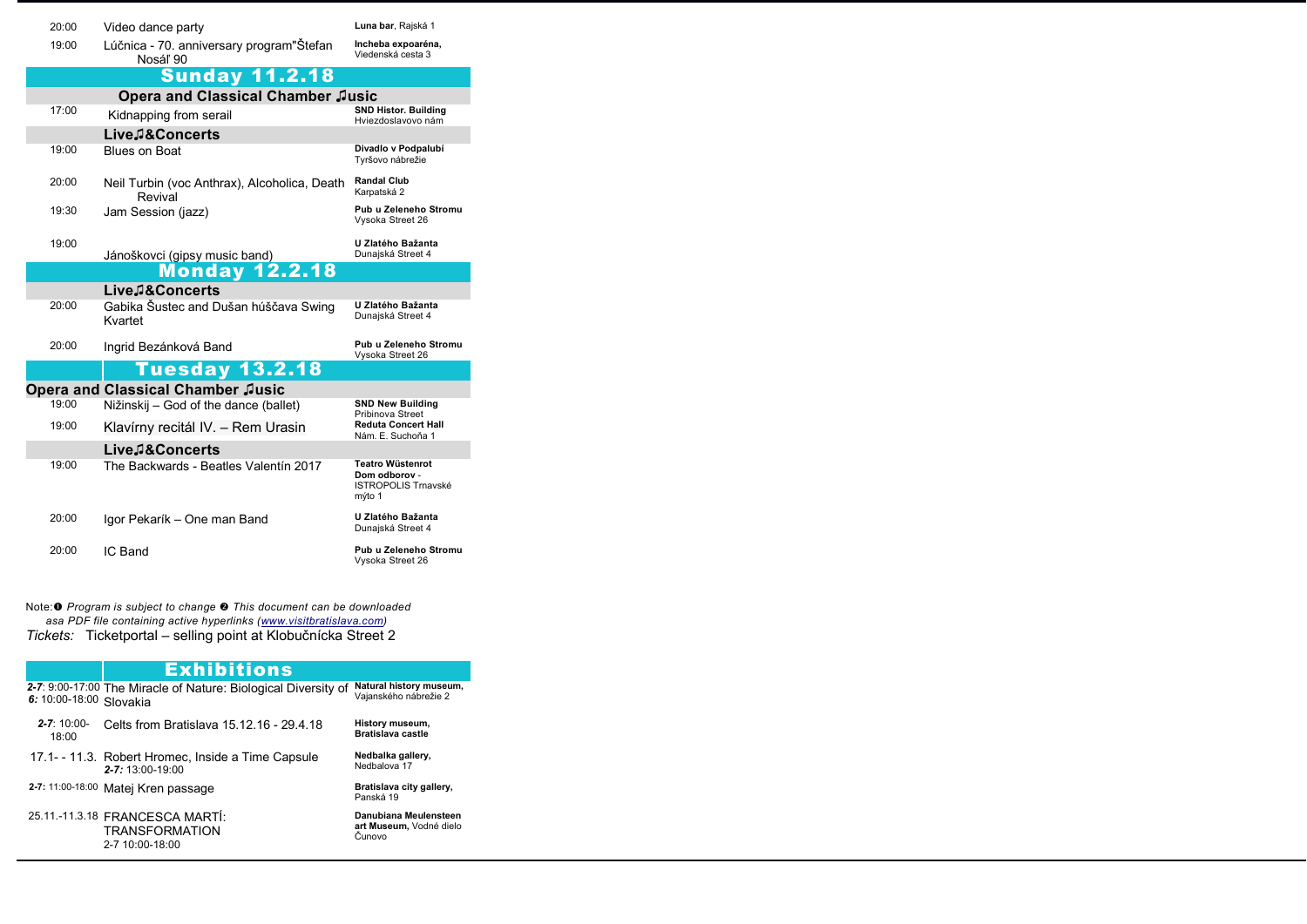| | | |
|---|---|---|
| 20:00 | Video dance party | **Luna bar**, Rajská 1 |
| 19:00 | Lúčnica - 70. anniversary program"Štefan Nosáľ 90 | **Incheba expoaréna,** Viedenská cesta 3 |

## Sunday 11.2.18

### Opera and Classical Chamber ♫usic

| | | |
|---|---|---|
| 17:00 | Kidnapping from serail | **SND Histor. Building** Hviezdoslavovo nám |

### Live♫&Concerts

| | | |
|---|---|---|
| 19:00 | Blues on Boat | **Divadlo v Podpalubí** Tyršovo nábrežie |
| 20:00 | Neil Turbin (voc Anthrax), Alcoholica, Death Revival | **Randal Club** Karpatská 2 |
| 19:30 | Jam Session (jazz) | **Pub u Zeleneho Stromu** Vysoka Street 26 |
| 19:00 | Jánoškovci (gipsy music band) | **U Zlatého Bažanta** Dunajská Street 4 |

## Monday 12.2.18

### Live♫&Concerts

| | | |
|---|---|---|
| 20:00 | Gabika Šustec and Dušan húščava Swing Kvartet | **U Zlatého Bažanta** Dunajská Street 4 |
| 20:00 | Ingrid Bezánková Band | **Pub u Zeleneho Stromu** Vysoka Street 26 |

## Tuesday 13.2.18

### Opera and Classical Chamber ♫usic

| | | |
|---|---|---|
| 19:00 | Nižinskij – God of the dance (ballet) | **SND New Building** Pribinova Street |
| 19:00 | Klavírny recitál IV. – Rem Urasin | **Reduta Concert Hall** Nám. E. Suchoňa 1 |

### Live♫&Concerts

| | | |
|---|---|---|
| 19:00 | The Backwards - Beatles Valentín 2017 | **Teatro Wüstenrot Dom odborov -** ISTROPOLIS Trnavské mýto 1 |
| 20:00 | Igor Pekarík – One man Band | **U Zlatého Bažanta** Dunajská Street 4 |
| 20:00 | IC Band | **Pub u Zeleneho Stromu** Vysoka Street 26 |

Note:❶ *Program is subject to change* ❷ *This document can be downloaded asa PDF file containing active hyperlinks (www.visitbratislava.com)*

*Tickets:* Ticketportal – selling point at Klobučnícka Street 2

## Exhibitions

| | | |
|---|---|---|
| ***2-7***: 9:00-17:00 ***6:*** 10:00-18:00 | The Miracle of Nature: Biological Diversity of Slovakia | **Natural history museum,** Vajanského nábrežie 2 |
| ***2-7***: 10:00-18:00 | Celts from Bratislava 15.12.16 - 29.4.18 | **History museum, Bratislava castle** |
| 17.1- - 11.3. | Robert Hromec, Inside a Time Capsule ***2-7:*** 13:00-19:00 | **Nedbalka gallery,** Nedbalova 17 |
| **2-7:** 11:00-18:00 | Matej Kren passage | **Bratislava city gallery,** Panská 19 |
| 25.11.-11.3.18 | FRANCESCA MARTÍ: TRANSFORMATION 2-7 10:00-18:00 | **Danubiana Meulensteen art Museum,** Vodné dielo Čunovo |